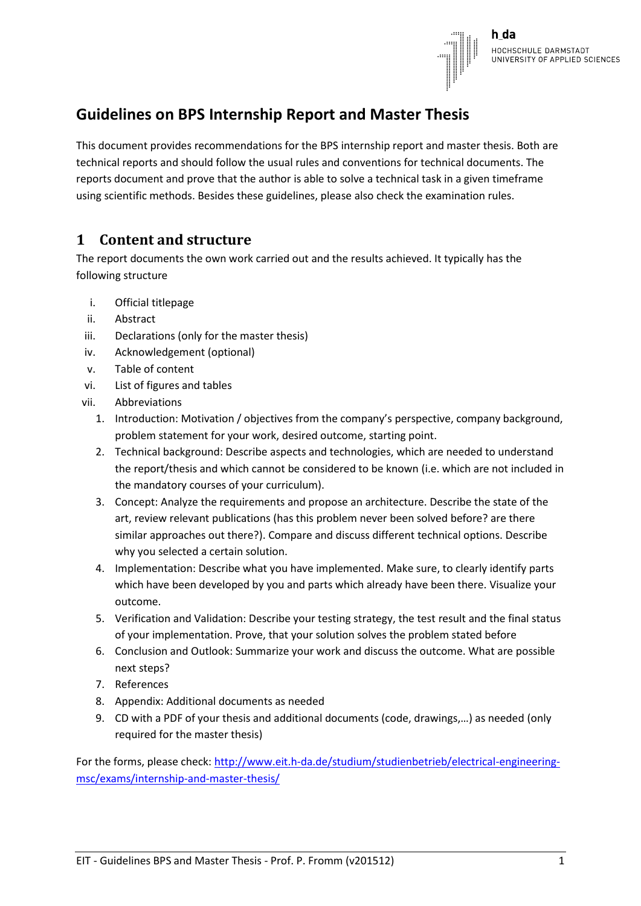# Guidelines on BPS Internship Report and Master Thesis

This document provides recommendations for the BPS internship report and master thesis. Both are technical reports and should follow the usual rules and conventions for technical documents. The reports document and prove that the author is able to solve a technical task in a given timeframe using scientific methods. Besides these guidelines, please also check the examination rules.

## 1 Content and structure

The report documents the own work carried out and the results achieved. It typically has the following structure

- i. Official titlepage
- ii. Abstract
- iii. Declarations (only for the master thesis)
- iv. Acknowledgement (optional)
- v. Table of content
- vi. List of figures and tables
- vii. Abbreviations

1. Introduction: Motivation / objectives from the company's perspective, company background, problem statement for your work, desired outcome, starting point.
2. Technical background: Describe aspects and technologies, which are needed to understand the report/thesis and which cannot be considered to be known (i.e. which are not included in the mandatory courses of your curriculum).
3. Concept: Analyze the requirements and propose an architecture. Describe the state of the art, review relevant publications (has this problem never been solved before? are there similar approaches out there?). Compare and discuss different technical options. Describe why you selected a certain solution.
4. Implementation: Describe what you have implemented. Make sure, to clearly identify parts which have been developed by you and parts which already have been there. Visualize your outcome.
5. Verification and Validation: Describe your testing strategy, the test result and the final status of your implementation. Prove, that your solution solves the problem stated before
6. Conclusion and Outlook: Summarize your work and discuss the outcome. What are possible next steps?
7. References
8. Appendix: Additional documents as needed
9. CD with a PDF of your thesis and additional documents (code, drawings,…) as needed (only required for the master thesis)

For the forms, please check: [http://www.eit.h-da.de/studium/studienbetrieb/electrical-engineering-msc/exams/internship-and-master-thesis/](http://www.eit.h-da.de/studium/studienbetrieb/electrical-engineering-msc/exams/internship-and-master-thesis/)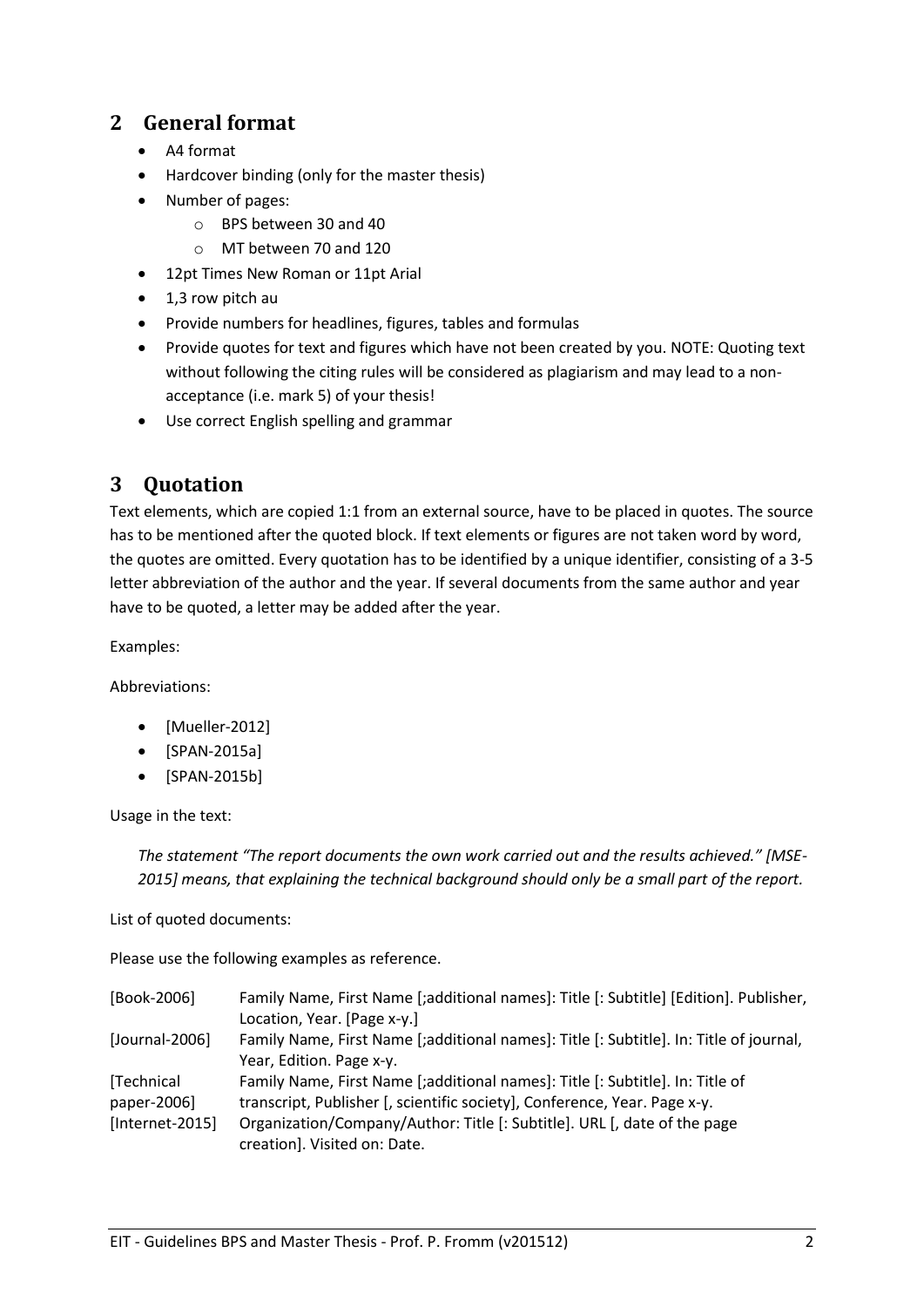## 2 General format

- A4 format
- Hardcover binding (only for the master thesis)
- Number of pages:
  - BPS between 30 and 40
  - MT between 70 and 120
- 12pt Times New Roman or 11pt Arial
- 1,3 row pitch au
- Provide numbers for headlines, figures, tables and formulas
- Provide quotes for text and figures which have not been created by you. NOTE: Quoting text without following the citing rules will be considered as plagiarism and may lead to a non-acceptance (i.e. mark 5) of your thesis!
- Use correct English spelling and grammar

## 3 Quotation

Text elements, which are copied 1:1 from an external source, have to be placed in quotes. The source has to be mentioned after the quoted block. If text elements or figures are not taken word by word, the quotes are omitted. Every quotation has to be identified by a unique identifier, consisting of a 3-5 letter abbreviation of the author and the year. If several documents from the same author and year have to be quoted, a letter may be added after the year.

Examples:

Abbreviations:

- [Mueller-2012]
- [SPAN-2015a]
- [SPAN-2015b]

Usage in the text:

> *The statement "The report documents the own work carried out and the results achieved." [MSE-2015] means, that explaining the technical background should only be a small part of the report.*

List of quoted documents:

Please use the following examples as reference.

| | |
|---|---|
| [Book-2006] | Family Name, First Name [;additional names]: Title [: Subtitle] [Edition]. Publisher, Location, Year. [Page x-y.] |
| [Journal-2006] | Family Name, First Name [;additional names]: Title [: Subtitle]. In: Title of journal, Year, Edition. Page x-y. |
| [Technical paper-2006] | Family Name, First Name [;additional names]: Title [: Subtitle]. In: Title of transcript, Publisher [, scientific society], Conference, Year. Page x-y. |
| [Internet-2015] | Organization/Company/Author: Title [: Subtitle]. URL [, date of the page creation]. Visited on: Date. |